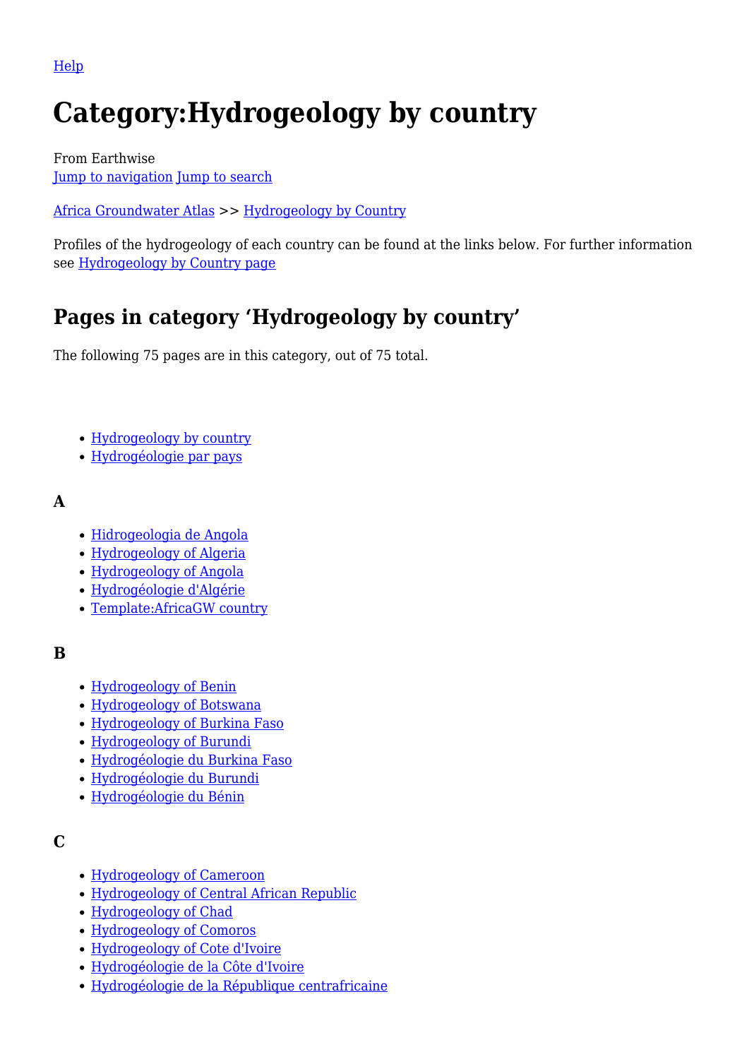Help

# Category:Hydrogeology by country

From Earthwise
Jump to navigation Jump to search

Africa Groundwater Atlas >> Hydrogeology by Country

Profiles of the hydrogeology of each country can be found at the links below. For further information see Hydrogeology by Country page

## Pages in category ‘Hydrogeology by country’

The following 75 pages are in this category, out of 75 total.

- Hydrogeology by country
- Hydrogéologie par pays

### A

- Hidrogeologia de Angola
- Hydrogeology of Algeria
- Hydrogeology of Angola
- Hydrogéologie d'Algérie
- Template:AfricaGW country

### B

- Hydrogeology of Benin
- Hydrogeology of Botswana
- Hydrogeology of Burkina Faso
- Hydrogeology of Burundi
- Hydrogéologie du Burkina Faso
- Hydrogéologie du Burundi
- Hydrogéologie du Bénin

### C

- Hydrogeology of Cameroon
- Hydrogeology of Central African Republic
- Hydrogeology of Chad
- Hydrogeology of Comoros
- Hydrogeology of Cote d'Ivoire
- Hydrogéologie de la Côte d'Ivoire
- Hydrogéologie de la République centrafricaine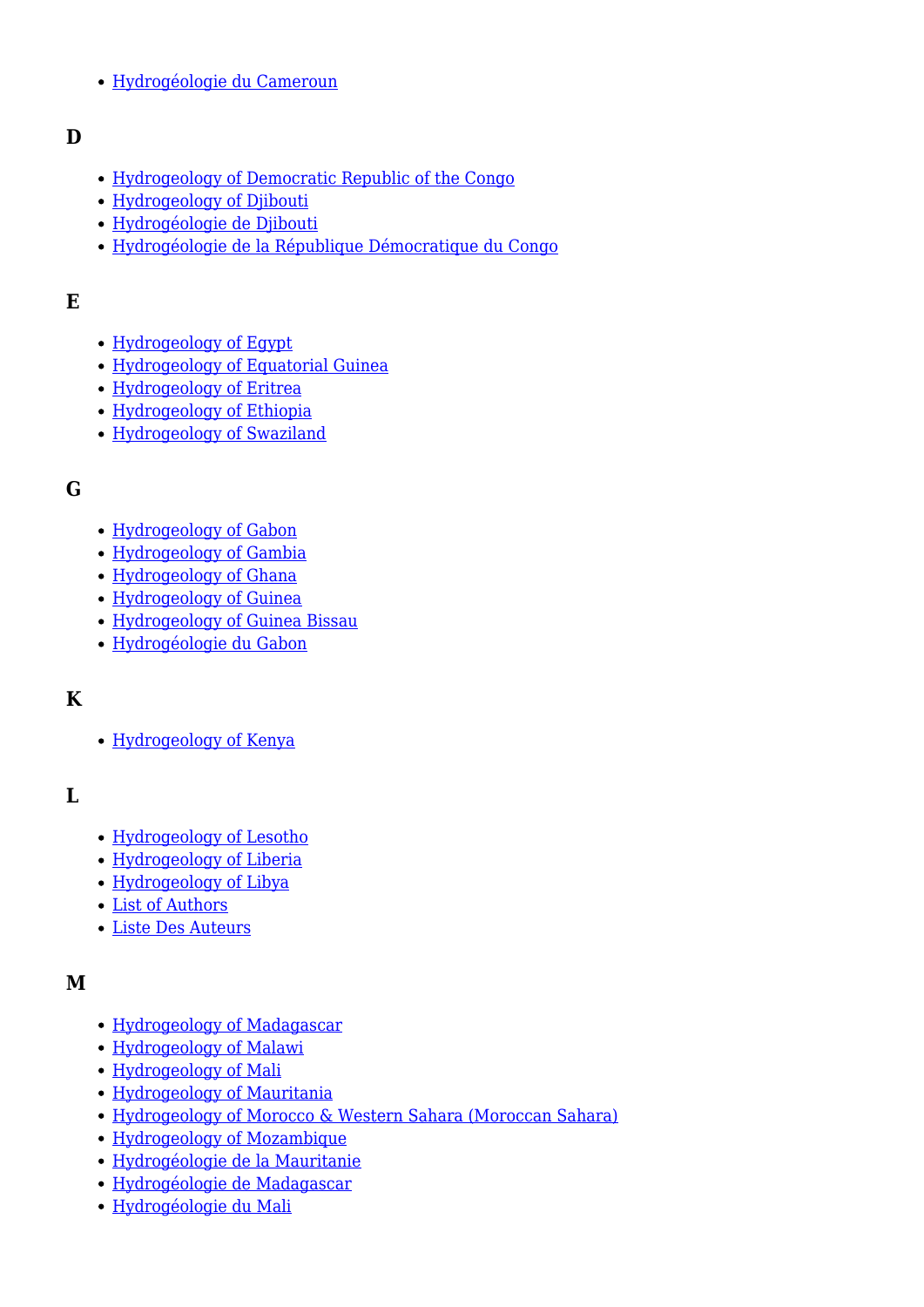- Hydrogéologie du Cameroun

### D

- Hydrogeology of Democratic Republic of the Congo
- Hydrogeology of Djibouti
- Hydrogéologie de Djibouti
- Hydrogéologie de la République Démocratique du Congo

### E

- Hydrogeology of Egypt
- Hydrogeology of Equatorial Guinea
- Hydrogeology of Eritrea
- Hydrogeology of Ethiopia
- Hydrogeology of Swaziland

### G

- Hydrogeology of Gabon
- Hydrogeology of Gambia
- Hydrogeology of Ghana
- Hydrogeology of Guinea
- Hydrogeology of Guinea Bissau
- Hydrogéologie du Gabon

### K

- Hydrogeology of Kenya

### L

- Hydrogeology of Lesotho
- Hydrogeology of Liberia
- Hydrogeology of Libya
- List of Authors
- Liste Des Auteurs

### M

- Hydrogeology of Madagascar
- Hydrogeology of Malawi
- Hydrogeology of Mali
- Hydrogeology of Mauritania
- Hydrogeology of Morocco & Western Sahara (Moroccan Sahara)
- Hydrogeology of Mozambique
- Hydrogéologie de la Mauritanie
- Hydrogéologie de Madagascar
- Hydrogéologie du Mali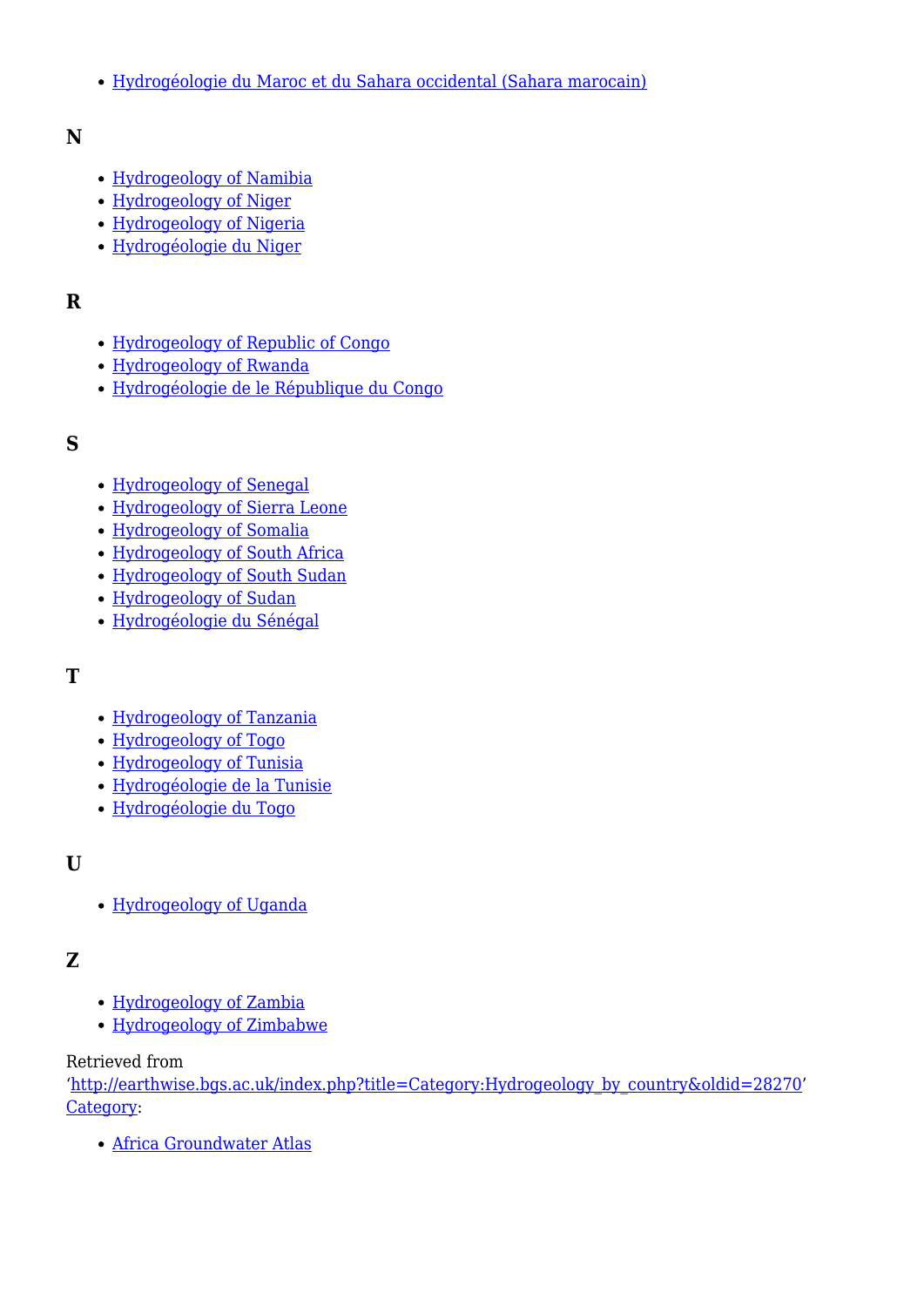- [Hydrogéologie du Maroc et du Sahara occidental (Sahara marocain)]

### N

- Hydrogeology of Namibia
- Hydrogeology of Niger
- Hydrogeology of Nigeria
- Hydrogéologie du Niger

### R

- Hydrogeology of Republic of Congo
- Hydrogeology of Rwanda
- Hydrogéologie de le République du Congo

### S

- Hydrogeology of Senegal
- Hydrogeology of Sierra Leone
- Hydrogeology of Somalia
- Hydrogeology of South Africa
- Hydrogeology of South Sudan
- Hydrogeology of Sudan
- Hydrogéologie du Sénégal

### T

- Hydrogeology of Tanzania
- Hydrogeology of Togo
- Hydrogeology of Tunisia
- Hydrogéologie de la Tunisie
- Hydrogéologie du Togo

### U

- Hydrogeology of Uganda

### Z

- Hydrogeology of Zambia
- Hydrogeology of Zimbabwe

Retrieved from
'http://earthwise.bgs.ac.uk/index.php?title=Category:Hydrogeology_by_country&oldid=28270'
Category:

- Africa Groundwater Atlas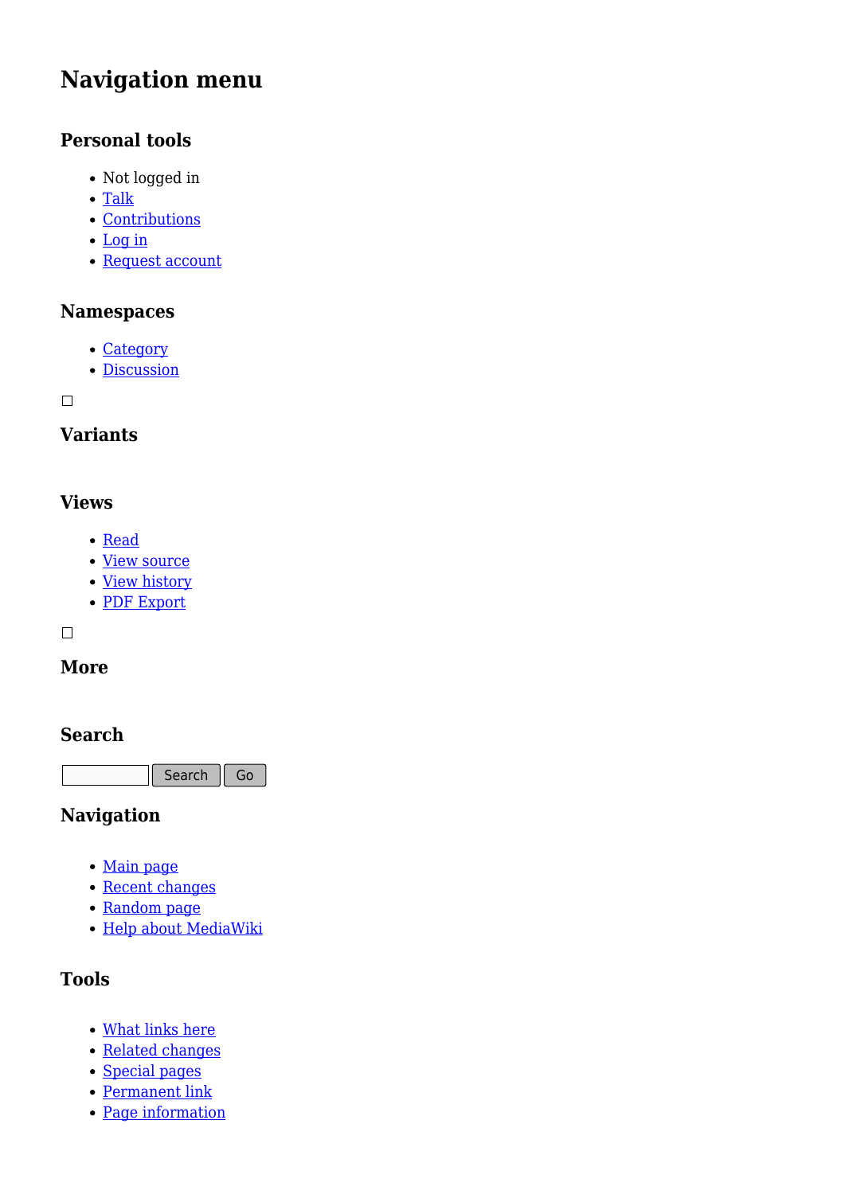# Navigation menu

## Personal tools

- Not logged in
- Talk
- Contributions
- Log in
- Request account

## Namespaces

- Category
- Discussion

## Variants

## Views

- Read
- View source
- View history
- PDF Export

## More

## Search

Search Go

## Navigation

- Main page
- Recent changes
- Random page
- Help about MediaWiki

## Tools

- What links here
- Related changes
- Special pages
- Permanent link
- Page information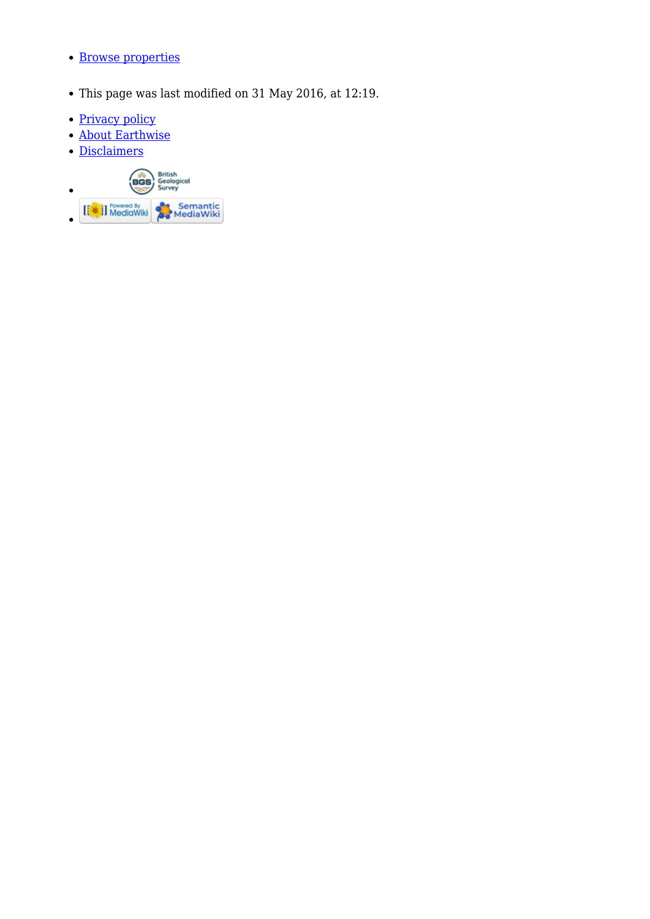- Browse properties

- This page was last modified on 31 May 2016, at 12:19.

- Privacy policy
- About Earthwise
- Disclaimers